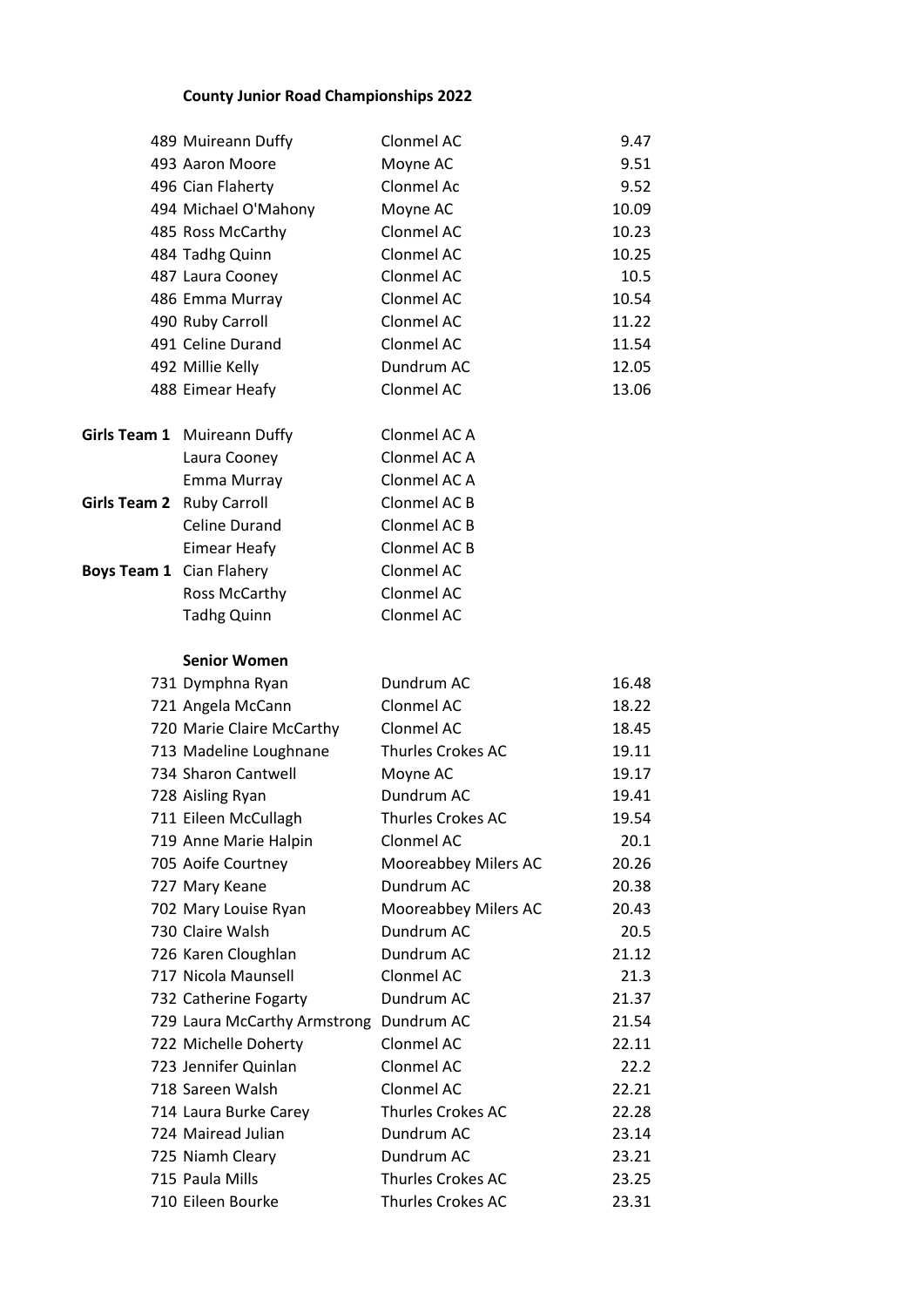**County Junior Road Championships 2022**

| | | | |
|---|---|---|---|
| 489 | Muireann Duffy | Clonmel AC | 9.47 |
| 493 | Aaron Moore | Moyne AC | 9.51 |
| 496 | Cian Flaherty | Clonmel Ac | 9.52 |
| 494 | Michael O'Mahony | Moyne AC | 10.09 |
| 485 | Ross McCarthy | Clonmel AC | 10.23 |
| 484 | Tadhg Quinn | Clonmel AC | 10.25 |
| 487 | Laura Cooney | Clonmel AC | 10.5 |
| 486 | Emma Murray | Clonmel AC | 10.54 |
| 490 | Ruby Carroll | Clonmel AC | 11.22 |
| 491 | Celine Durand | Clonmel AC | 11.54 |
| 492 | Millie Kelly | Dundrum AC | 12.05 |
| 488 | Eimear Heafy | Clonmel AC | 13.06 |

| | | |
|---|---|---|
| **Girls Team 1** | Muireann Duffy | Clonmel AC A |
| | Laura Cooney | Clonmel AC A |
| | Emma Murray | Clonmel AC A |
| **Girls Team 2** | Ruby Carroll | Clonmel AC B |
| | Celine Durand | Clonmel AC B |
| | Eimear Heafy | Clonmel AC B |
| **Boys Team 1** | Cian Flahery | Clonmel AC |
| | Ross McCarthy | Clonmel AC |
| | Tadhg Quinn | Clonmel AC |

**Senior Women**

| | | | |
|---|---|---|---|
| 731 | Dymphna Ryan | Dundrum AC | 16.48 |
| 721 | Angela McCann | Clonmel AC | 18.22 |
| 720 | Marie Claire McCarthy | Clonmel AC | 18.45 |
| 713 | Madeline Loughnane | Thurles Crokes AC | 19.11 |
| 734 | Sharon Cantwell | Moyne AC | 19.17 |
| 728 | Aisling Ryan | Dundrum AC | 19.41 |
| 711 | Eileen McCullagh | Thurles Crokes AC | 19.54 |
| 719 | Anne Marie Halpin | Clonmel AC | 20.1 |
| 705 | Aoife Courtney | Mooreabbey Milers AC | 20.26 |
| 727 | Mary Keane | Dundrum AC | 20.38 |
| 702 | Mary Louise Ryan | Mooreabbey Milers AC | 20.43 |
| 730 | Claire Walsh | Dundrum AC | 20.5 |
| 726 | Karen Cloughlan | Dundrum AC | 21.12 |
| 717 | Nicola Maunsell | Clonmel AC | 21.3 |
| 732 | Catherine Fogarty | Dundrum AC | 21.37 |
| 729 | Laura McCarthy Armstrong | Dundrum AC | 21.54 |
| 722 | Michelle Doherty | Clonmel AC | 22.11 |
| 723 | Jennifer Quinlan | Clonmel AC | 22.2 |
| 718 | Sareen Walsh | Clonmel AC | 22.21 |
| 714 | Laura Burke Carey | Thurles Crokes AC | 22.28 |
| 724 | Mairead Julian | Dundrum AC | 23.14 |
| 725 | Niamh Cleary | Dundrum AC | 23.21 |
| 715 | Paula Mills | Thurles Crokes AC | 23.25 |
| 710 | Eileen Bourke | Thurles Crokes AC | 23.31 |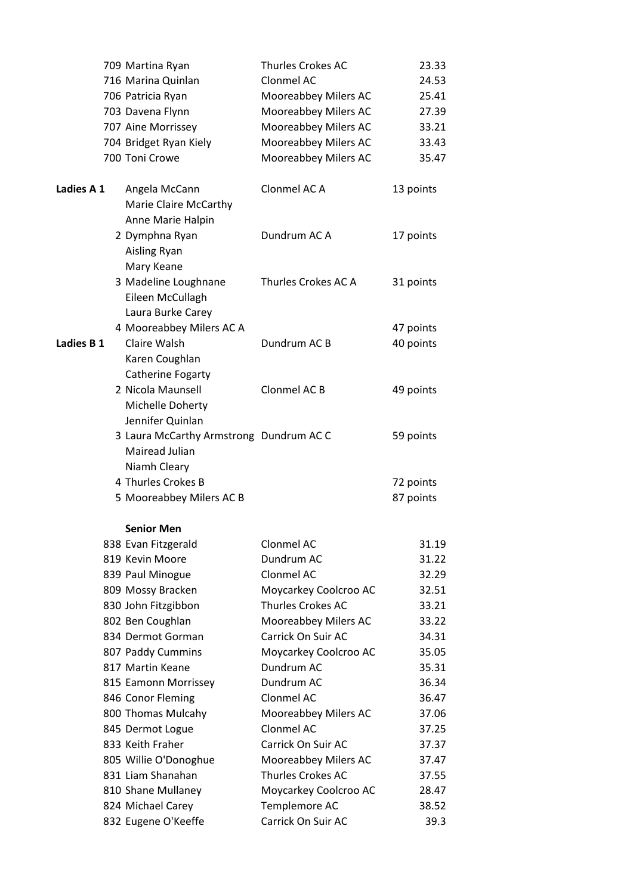| | | | |
|---|---|---|---|
| 709 | Martina Ryan | Thurles Crokes AC | 23.33 |
| 716 | Marina Quinlan | Clonmel AC | 24.53 |
| 706 | Patricia Ryan | Mooreabbey Milers AC | 25.41 |
| 703 | Davena Flynn | Mooreabbey Milers AC | 27.39 |
| 707 | Aine Morrissey | Mooreabbey Milers AC | 33.21 |
| 704 | Bridget Ryan Kiely | Mooreabbey Milers AC | 33.43 |
| 700 | Toni Crowe | Mooreabbey Milers AC | 35.47 |

| | | | |
|---|---|---|---|
| **Ladies A 1** | Angela McCann<br>Marie Claire McCarthy<br>Anne Marie Halpin | Clonmel AC A | 13 points |
| 2 | Dymphna Ryan<br>Aisling Ryan<br>Mary Keane | Dundrum AC A | 17 points |
| 3 | Madeline Loughnane<br>Eileen McCullagh<br>Laura Burke Carey | Thurles Crokes AC A | 31 points |
| 4 | Mooreabbey Milers AC A | | 47 points |
| **Ladies B 1** | Claire Walsh<br>Karen Coughlan<br>Catherine Fogarty | Dundrum AC B | 40 points |
| 2 | Nicola Maunsell<br>Michelle Doherty<br>Jennifer Quinlan | Clonmel AC B | 49 points |
| 3 | Laura McCarthy Armstrong<br>Mairead Julian<br>Niamh Cleary | Dundrum AC C | 59 points |
| 4 | Thurles Crokes B | | 72 points |
| 5 | Mooreabbey Milers AC B | | 87 points |

**Senior Men**

| | | | |
|---|---|---|---|
| 838 | Evan Fitzgerald | Clonmel AC | 31.19 |
| 819 | Kevin Moore | Dundrum AC | 31.22 |
| 839 | Paul Minogue | Clonmel AC | 32.29 |
| 809 | Mossy Bracken | Moycarkey Coolcroo AC | 32.51 |
| 830 | John Fitzgibbon | Thurles Crokes AC | 33.21 |
| 802 | Ben Coughlan | Mooreabbey Milers AC | 33.22 |
| 834 | Dermot Gorman | Carrick On Suir AC | 34.31 |
| 807 | Paddy Cummins | Moycarkey Coolcroo AC | 35.05 |
| 817 | Martin Keane | Dundrum AC | 35.31 |
| 815 | Eamonn Morrissey | Dundrum AC | 36.34 |
| 846 | Conor Fleming | Clonmel AC | 36.47 |
| 800 | Thomas Mulcahy | Mooreabbey Milers AC | 37.06 |
| 845 | Dermot Logue | Clonmel AC | 37.25 |
| 833 | Keith Fraher | Carrick On Suir AC | 37.37 |
| 805 | Willie O'Donoghue | Mooreabbey Milers AC | 37.47 |
| 831 | Liam Shanahan | Thurles Crokes AC | 37.55 |
| 810 | Shane Mullaney | Moycarkey Coolcroo AC | 28.47 |
| 824 | Michael Carey | Templemore AC | 38.52 |
| 832 | Eugene O'Keeffe | Carrick On Suir AC | 39.3 |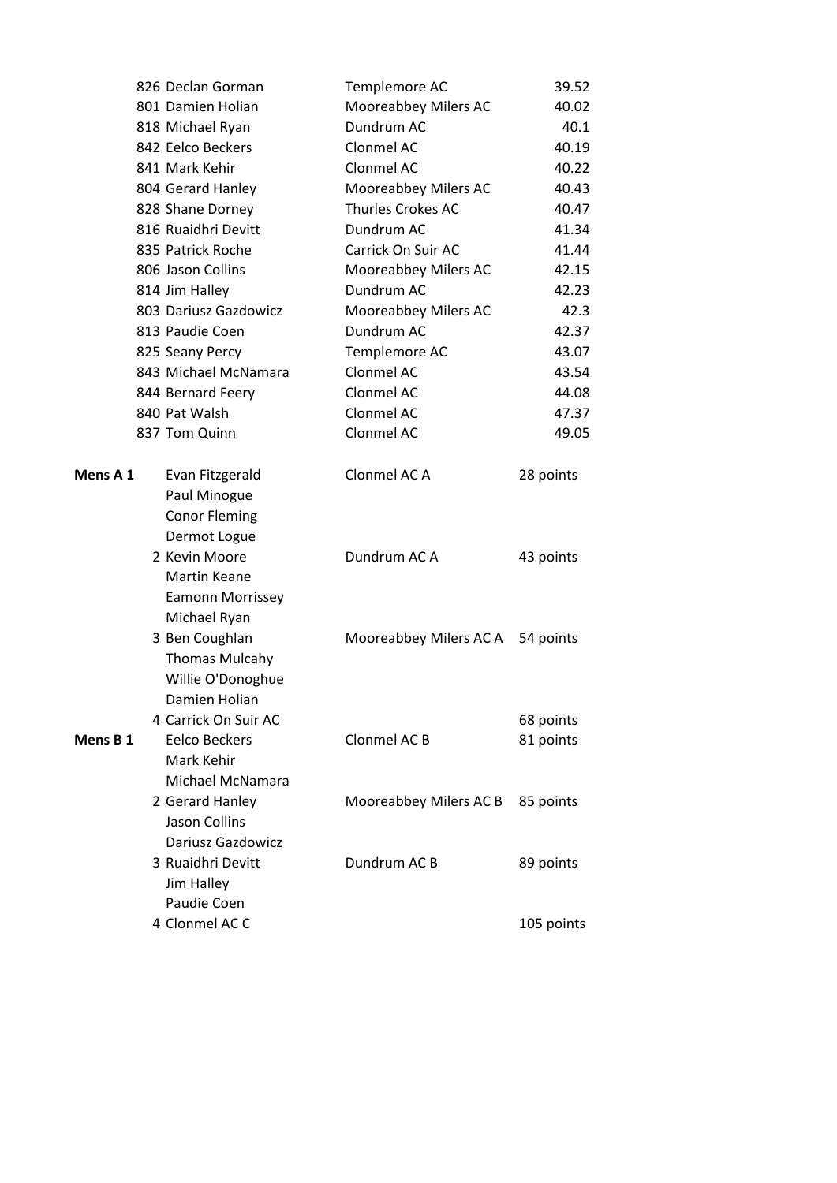| | | | |
|---|---|---|---|
| 826 | Declan Gorman | Templemore AC | 39.52 |
| 801 | Damien Holian | Mooreabbey Milers AC | 40.02 |
| 818 | Michael Ryan | Dundrum AC | 40.1 |
| 842 | Eelco Beckers | Clonmel AC | 40.19 |
| 841 | Mark Kehir | Clonmel AC | 40.22 |
| 804 | Gerard Hanley | Mooreabbey Milers AC | 40.43 |
| 828 | Shane Dorney | Thurles Crokes AC | 40.47 |
| 816 | Ruaidhri Devitt | Dundrum AC | 41.34 |
| 835 | Patrick Roche | Carrick On Suir AC | 41.44 |
| 806 | Jason Collins | Mooreabbey Milers AC | 42.15 |
| 814 | Jim Halley | Dundrum AC | 42.23 |
| 803 | Dariusz Gazdowicz | Mooreabbey Milers AC | 42.3 |
| 813 | Paudie Coen | Dundrum AC | 42.37 |
| 825 | Seany Percy | Templemore AC | 43.07 |
| 843 | Michael McNamara | Clonmel AC | 43.54 |
| 844 | Bernard Feery | Clonmel AC | 44.08 |
| 840 | Pat Walsh | Clonmel AC | 47.37 |
| 837 | Tom Quinn | Clonmel AC | 49.05 |

| | | | | |
|---|---|---|---|---|
| **Mens A** | **1** | Evan Fitzgerald | Clonmel AC A | 28 points |
| | | Paul Minogue | | |
| | | Conor Fleming | | |
| | | Dermot Logue | | |
| | 2 | Kevin Moore | Dundrum AC A | 43 points |
| | | Martin Keane | | |
| | | Eamonn Morrissey | | |
| | | Michael Ryan | | |
| | 3 | Ben Coughlan | Mooreabbey Milers AC A | 54 points |
| | | Thomas Mulcahy | | |
| | | Willie O'Donoghue | | |
| | | Damien Holian | | |
| | 4 | Carrick On Suir AC | | 68 points |
| **Mens B** | **1** | Eelco Beckers | Clonmel AC B | 81 points |
| | | Mark Kehir | | |
| | | Michael McNamara | | |
| | 2 | Gerard Hanley | Mooreabbey Milers AC B | 85 points |
| | | Jason Collins | | |
| | | Dariusz Gazdowicz | | |
| | 3 | Ruaidhri Devitt | Dundrum AC B | 89 points |
| | | Jim Halley | | |
| | | Paudie Coen | | |
| | 4 | Clonmel AC C | | 105 points |